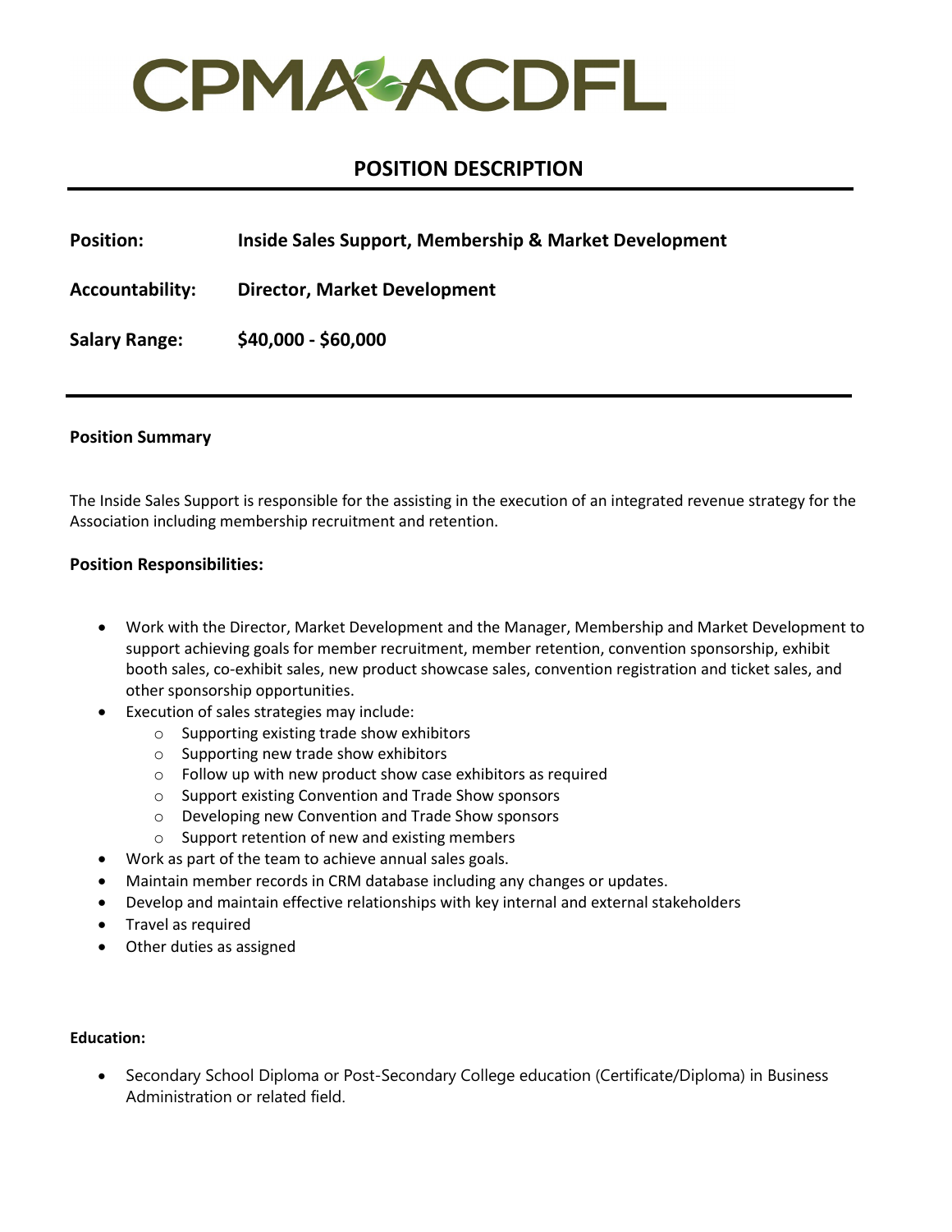# CPMA ACDFL

## POSITION DESCRIPTION

**Position:** **Inside Sales Support, Membership & Market Development**

**Accountability:** **Director, Market Development**

**Salary Range:** **$40,000 - $60,000**

**Position Summary**

The Inside Sales Support is responsible for the assisting in the execution of an integrated revenue strategy for the Association including membership recruitment and retention.

**Position Responsibilities:**

- Work with the Director, Market Development and the Manager, Membership and Market Development to support achieving goals for member recruitment, member retention, convention sponsorship, exhibit booth sales, co-exhibit sales, new product showcase sales, convention registration and ticket sales, and other sponsorship opportunities.
- Execution of sales strategies may include:
  - Supporting existing trade show exhibitors
  - Supporting new trade show exhibitors
  - Follow up with new product show case exhibitors as required
  - Support existing Convention and Trade Show sponsors
  - Developing new Convention and Trade Show sponsors
  - Support retention of new and existing members
- Work as part of the team to achieve annual sales goals.
- Maintain member records in CRM database including any changes or updates.
- Develop and maintain effective relationships with key internal and external stakeholders
- Travel as required
- Other duties as assigned

**Education:**

- Secondary School Diploma or Post-Secondary College education (Certificate/Diploma) in Business Administration or related field.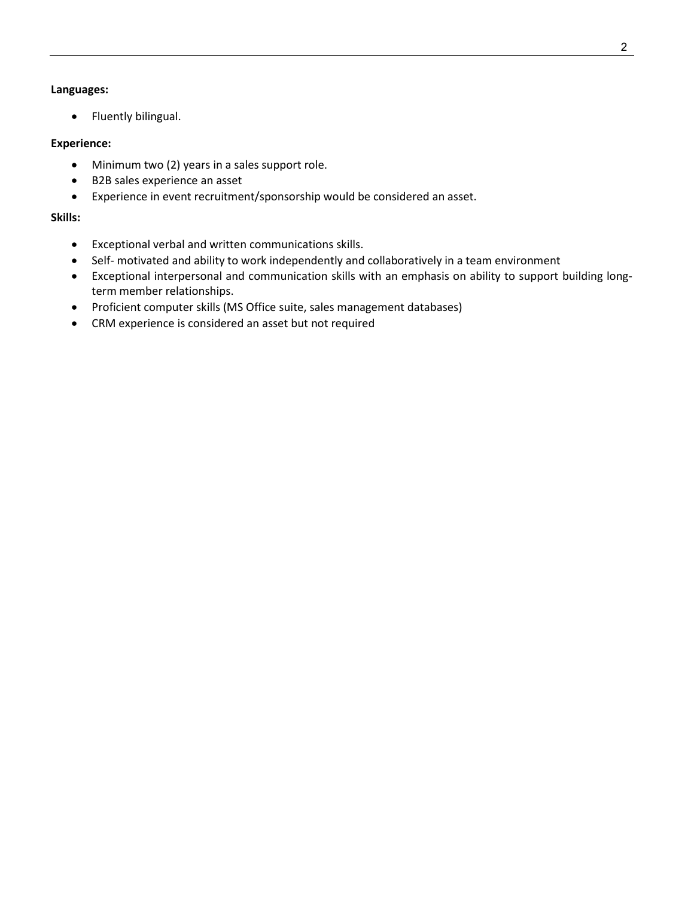**Languages:**

- Fluently bilingual.

**Experience:**

- Minimum two (2) years in a sales support role.
- B2B sales experience an asset
- Experience in event recruitment/sponsorship would be considered an asset.

**Skills:**

- Exceptional verbal and written communications skills.
- Self- motivated and ability to work independently and collaboratively in a team environment
- Exceptional interpersonal and communication skills with an emphasis on ability to support building long-term member relationships.
- Proficient computer skills (MS Office suite, sales management databases)
- CRM experience is considered an asset but not required